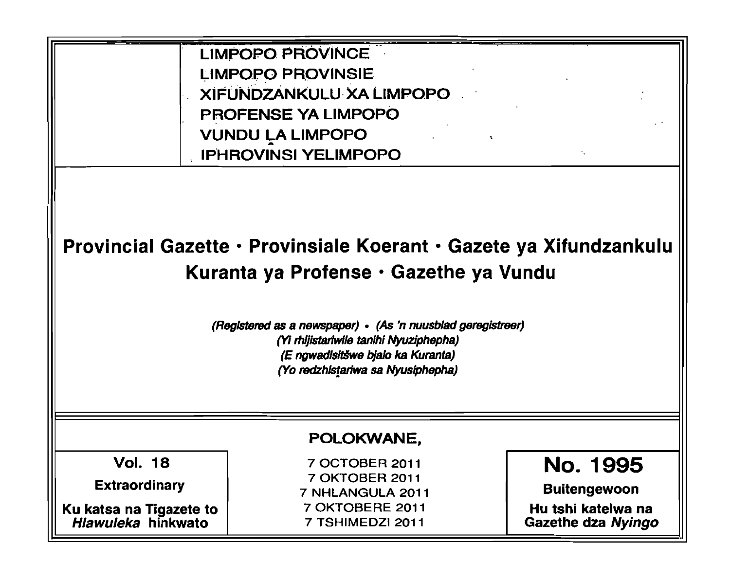LIMPOPO PROVINCE
LIMPOPO PROVINSIE
XIFUNDZANKULU XA LIMPOPO
PROFENSE YA LIMPOPO
VUNDU LA LIMPOPO
IPHROVINSI YELIMPOPO

# Provincial Gazette • Provinsiale Koerant • Gazete ya Xifundzankulu Kuranta ya Profense • Gazethe ya Vundu

*(Registered as a newspaper) • (As 'n nuusblad geregistreer)*
*(Yi rhijistariwile tanihi Nyuziphepha)*
*(E ngwadisitšwe bjalo ka Kuranta)*
*(Yo redzhistariwa sa Nyusiphepha)*

**POLOKWANE,**

| Vol. 18 | 7 OCTOBER 2011 | No. 1995 |
|---|---|---|
| **Extraordinary** | 7 OKTOBER 2011 | **Buitengewoon** |
| **Ku katsa na Tigazete to *Hlawuleka* hinkwato** | 7 NHLANGULA 2011<br>7 OKTOBERE 2011<br>7 TSHIMEDZI 2011 | **Hu tshi katelwa na Gazethe dza *Nyingo*** |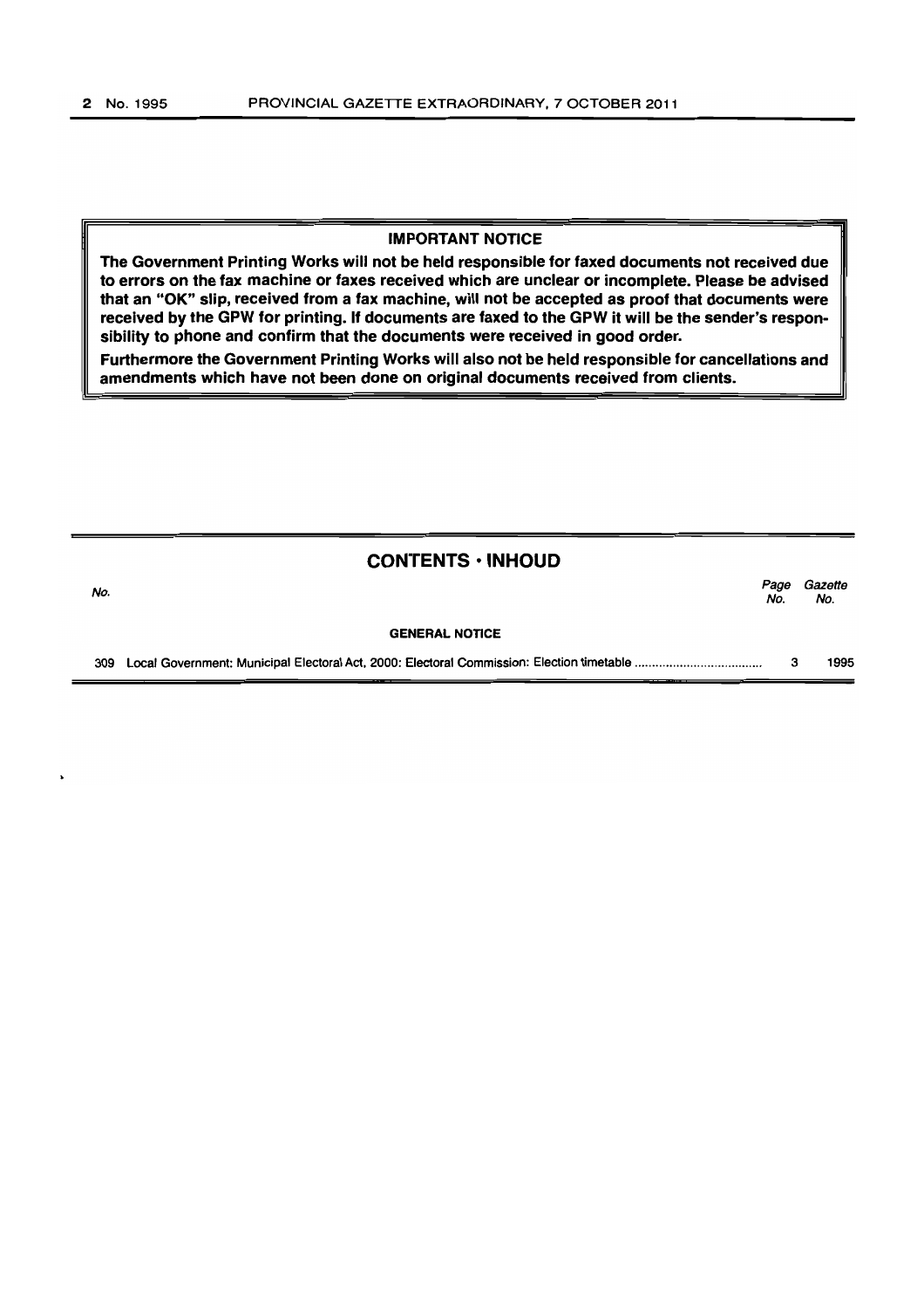## IMPORTANT NOTICE

**The Government Printing Works will not be held responsible for faxed documents not received due to errors on the fax machine or faxes received which are unclear or incomplete. Please be advised that an "OK" slip, received from a fax machine, will not be accepted as proof that documents were received by the GPW for printing. If documents are faxed to the GPW it will be the sender's responsibility to phone and confirm that the documents were received in good order.**

**Furthermore the Government Printing Works will also not be held responsible for cancellations and amendments which have not been done on original documents received from clients.**

## CONTENTS · INHOUD

| *No.* | | *Page No.* | *Gazette No.* |
|---|---|---|---|
| | **GENERAL NOTICE** | | |
| 309 | Local Government: Municipal Electoral Act, 2000: Electoral Commission: Election timetable | 3 | 1995 |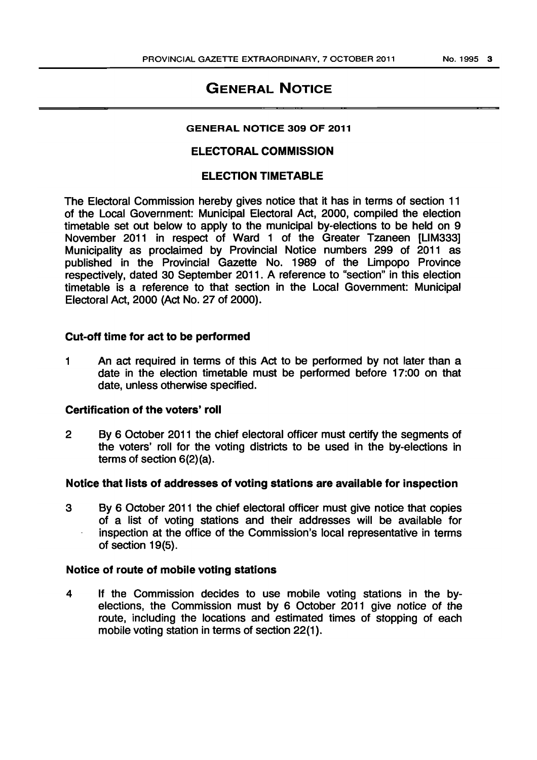# GENERAL NOTICE

## GENERAL NOTICE 309 OF 2011

## ELECTORAL COMMISSION

## ELECTION TIMETABLE

The Electoral Commission hereby gives notice that it has in terms of section 11 of the Local Government: Municipal Electoral Act, 2000, compiled the election timetable set out below to apply to the municipal by-elections to be held on 9 November 2011 in respect of Ward 1 of the Greater Tzaneen [LIM333] Municipality as proclaimed by Provincial Notice numbers 299 of 2011 as published in the Provincial Gazette No. 1989 of the Limpopo Province respectively, dated 30 September 2011. A reference to "section" in this election timetable is a reference to that section in the Local Government: Municipal Electoral Act, 2000 (Act No. 27 of 2000).

### Cut-off time for act to be performed

1 An act required in terms of this Act to be performed by not later than a date in the election timetable must be performed before 17:00 on that date, unless otherwise specified.

### Certification of the voters' roll

2 By 6 October 2011 the chief electoral officer must certify the segments of the voters' roll for the voting districts to be used in the by-elections in terms of section 6(2)(a).

### Notice that lists of addresses of voting stations are available for inspection

3 By 6 October 2011 the chief electoral officer must give notice that copies of a list of voting stations and their addresses will be available for inspection at the office of the Commission's local representative in terms of section 19(5).

### Notice of route of mobile voting stations

4 If the Commission decides to use mobile voting stations in the by-elections, the Commission must by 6 October 2011 give notice of the route, including the locations and estimated times of stopping of each mobile voting station in terms of section 22(1).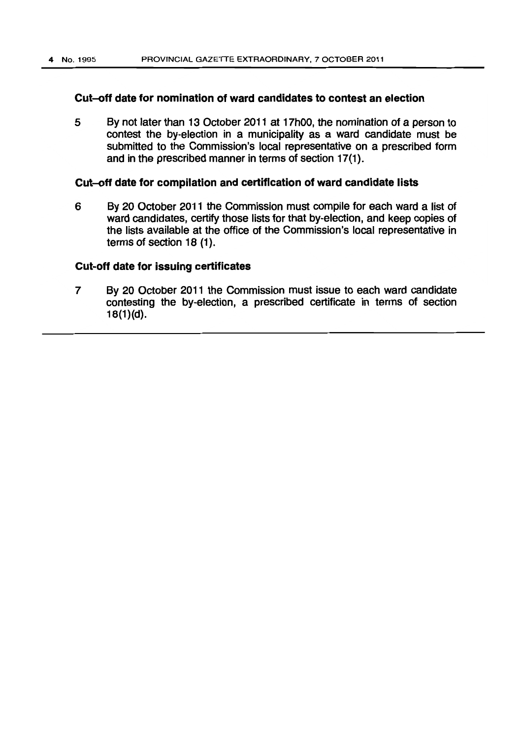### Cut–off date for nomination of ward candidates to contest an election

5 By not later than 13 October 2011 at 17h00, the nomination of a person to contest the by-election in a municipality as a ward candidate must be submitted to the Commission's local representative on a prescribed form and in the prescribed manner in terms of section 17(1).

### Cut–off date for compilation and certification of ward candidate lists

6 By 20 October 2011 the Commission must compile for each ward a list of ward candidates, certify those lists for that by-election, and keep copies of the lists available at the office of the Commission's local representative in terms of section 18 (1).

### Cut-off date for issuing certificates

7 By 20 October 2011 the Commission must issue to each ward candidate contesting the by-election, a prescribed certificate in terms of section 18(1)(d).